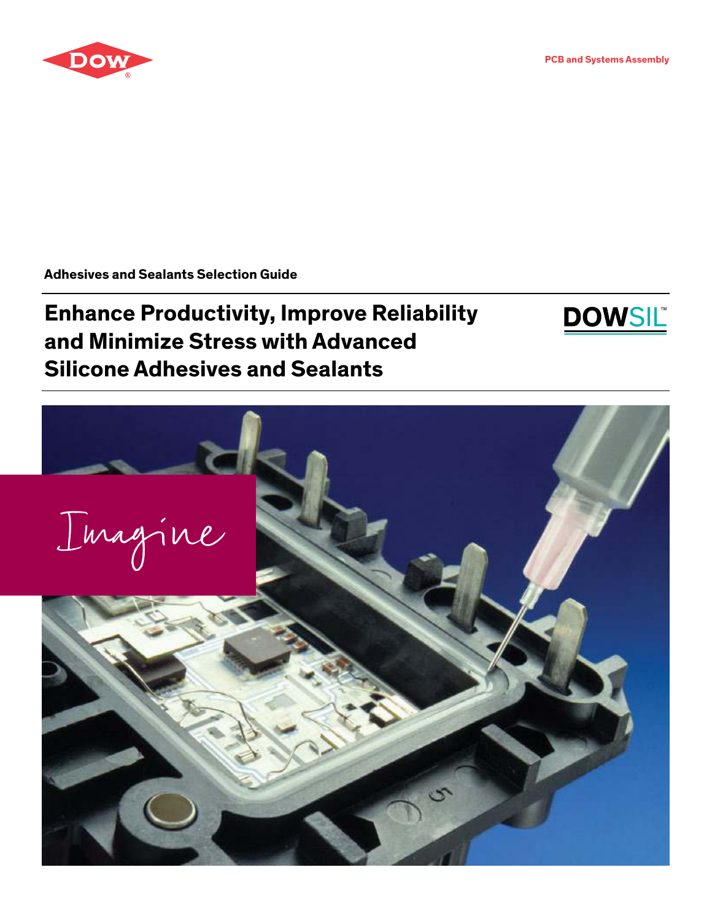PCB and Systems Assembly

Adhesives and Sealants Selection Guide

# Enhance Productivity, Improve Reliability and Minimize Stress with Advanced Silicone Adhesives and Sealants

Imagine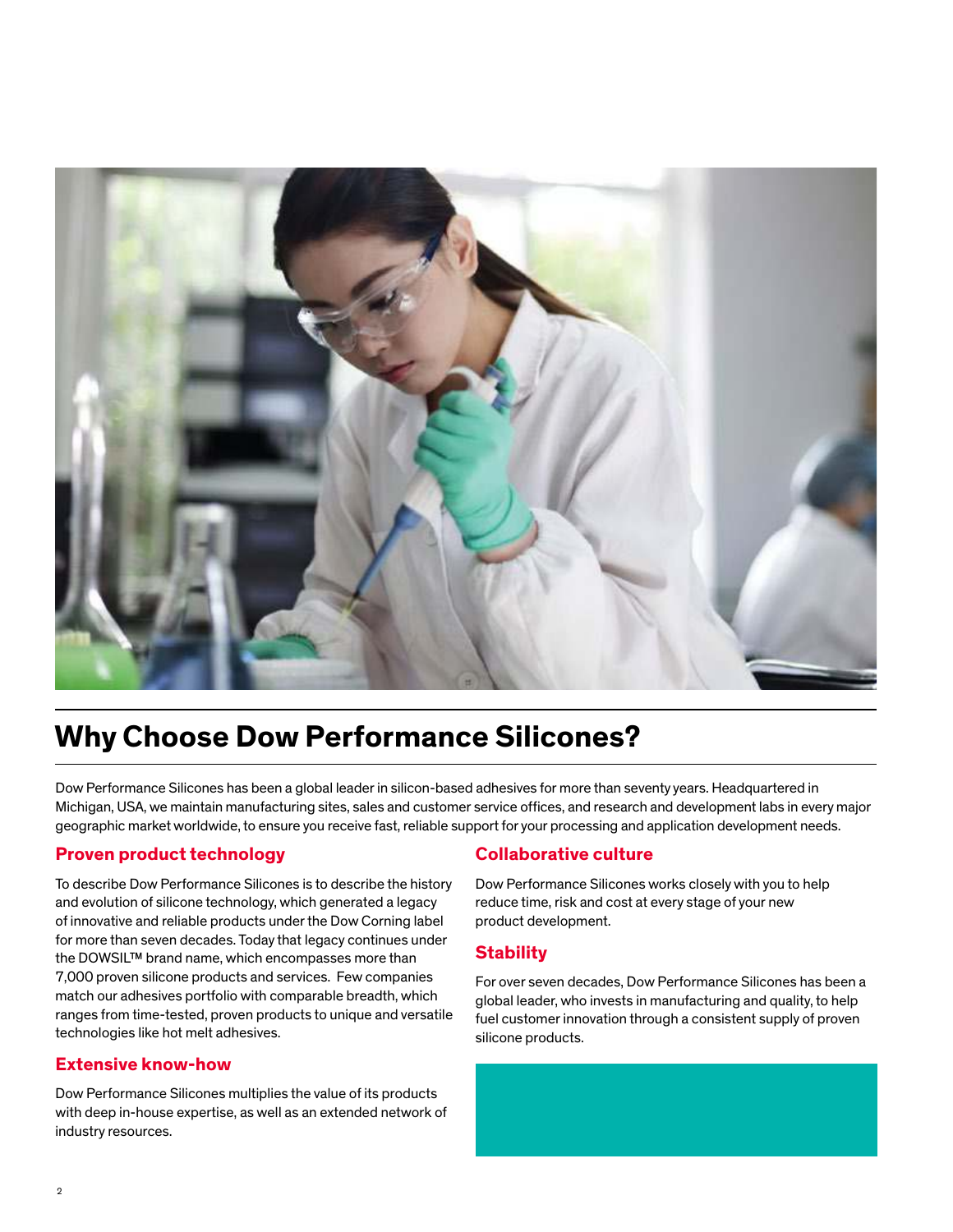# Why Choose Dow Performance Silicones?

Dow Performance Silicones has been a global leader in silicon-based adhesives for more than seventy years. Headquartered in Michigan, USA, we maintain manufacturing sites, sales and customer service offices, and research and development labs in every major geographic market worldwide, to ensure you receive fast, reliable support for your processing and application development needs.

## Proven product technology

To describe Dow Performance Silicones is to describe the history and evolution of silicone technology, which generated a legacy of innovative and reliable products under the Dow Corning label for more than seven decades. Today that legacy continues under the DOWSIL™ brand name, which encompasses more than 7,000 proven silicone products and services. Few companies match our adhesives portfolio with comparable breadth, which ranges from time-tested, proven products to unique and versatile technologies like hot melt adhesives.

## Extensive know-how

Dow Performance Silicones multiplies the value of its products with deep in-house expertise, as well as an extended network of industry resources.

## Collaborative culture

Dow Performance Silicones works closely with you to help reduce time, risk and cost at every stage of your new product development.

## Stability

For over seven decades, Dow Performance Silicones has been a global leader, who invests in manufacturing and quality, to help fuel customer innovation through a consistent supply of proven silicone products.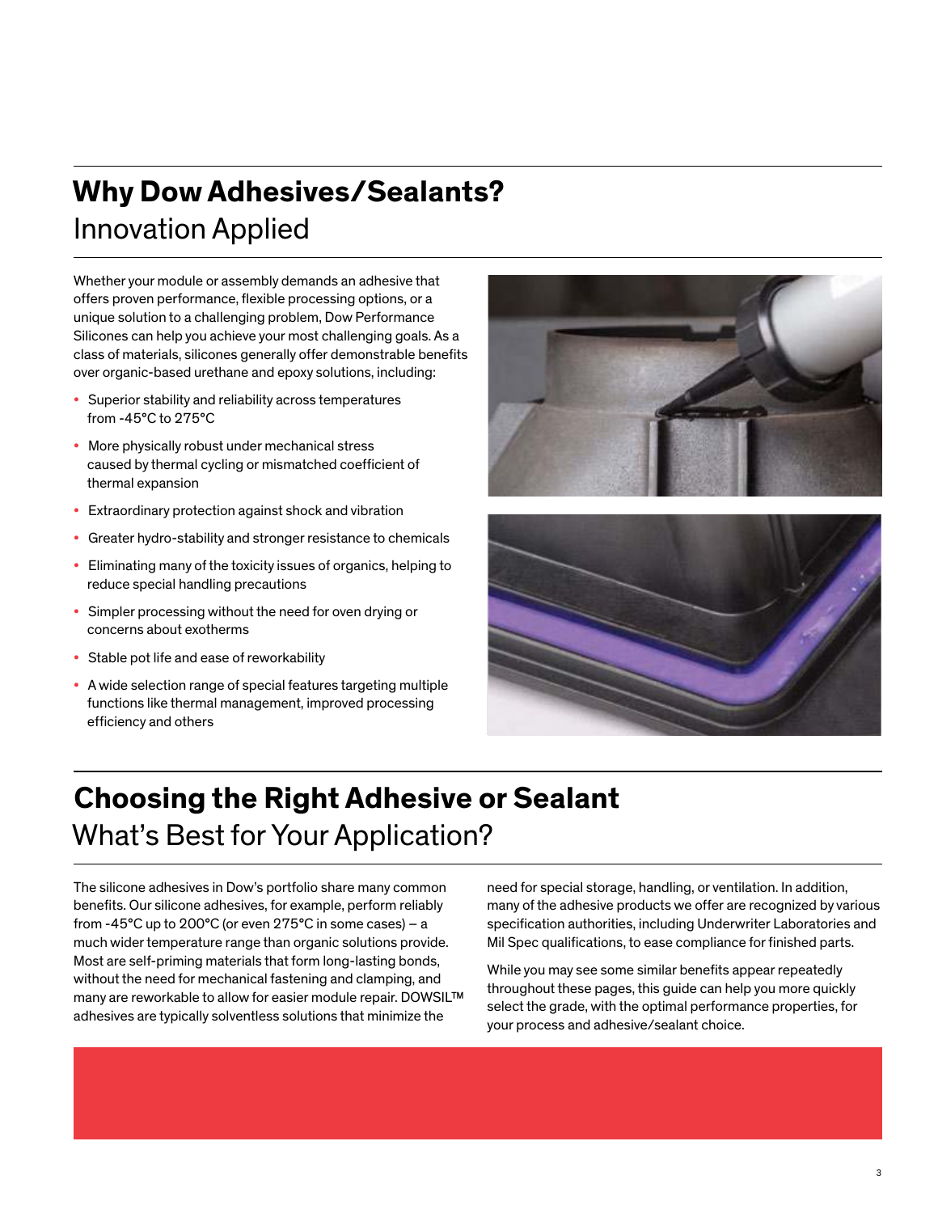## Why Dow Adhesives/Sealants?

### Innovation Applied

Whether your module or assembly demands an adhesive that offers proven performance, flexible processing options, or a unique solution to a challenging problem, Dow Performance Silicones can help you achieve your most challenging goals. As a class of materials, silicones generally offer demonstrable benefits over organic-based urethane and epoxy solutions, including:

- Superior stability and reliability across temperatures from -45°C to 275°C
- More physically robust under mechanical stress caused by thermal cycling or mismatched coefficient of thermal expansion
- Extraordinary protection against shock and vibration
- Greater hydro-stability and stronger resistance to chemicals
- Eliminating many of the toxicity issues of organics, helping to reduce special handling precautions
- Simpler processing without the need for oven drying or concerns about exotherms
- Stable pot life and ease of reworkability
- A wide selection range of special features targeting multiple functions like thermal management, improved processing efficiency and others

## Choosing the Right Adhesive or Sealant

### What's Best for Your Application?

The silicone adhesives in Dow's portfolio share many common benefits. Our silicone adhesives, for example, perform reliably from -45°C up to 200°C (or even 275°C in some cases) – a much wider temperature range than organic solutions provide. Most are self-priming materials that form long-lasting bonds, without the need for mechanical fastening and clamping, and many are reworkable to allow for easier module repair. DOWSIL™ adhesives are typically solventless solutions that minimize the need for special storage, handling, or ventilation. In addition, many of the adhesive products we offer are recognized by various specification authorities, including Underwriter Laboratories and Mil Spec qualifications, to ease compliance for finished parts.

While you may see some similar benefits appear repeatedly throughout these pages, this guide can help you more quickly select the grade, with the optimal performance properties, for your process and adhesive/sealant choice.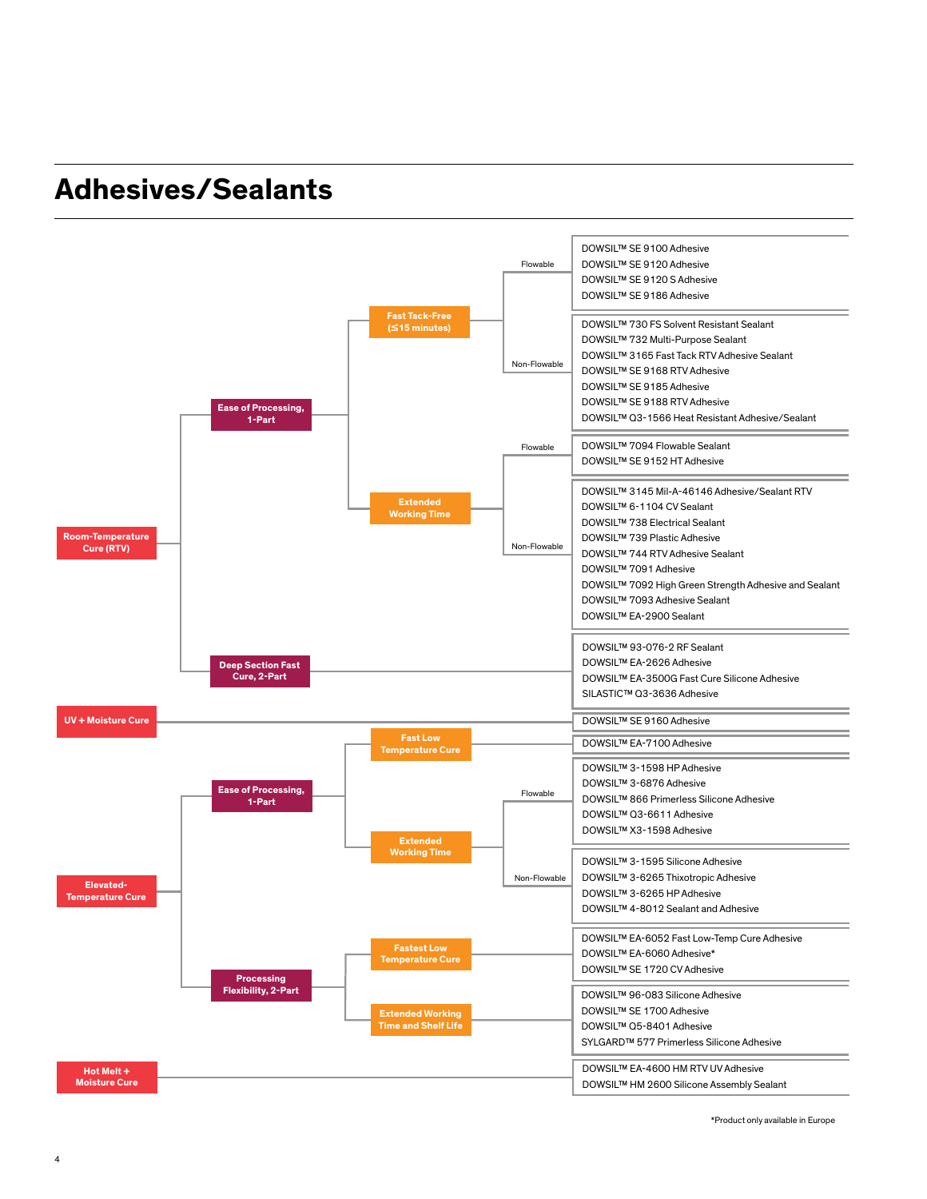# Adhesives/Sealants

- **Room-Temperature Cure (RTV)**
  - **Ease of Processing, 1-Part**
    - **Fast Tack-Free (≤15 minutes)**
      - Flowable
        - DOWSIL™ SE 9100 Adhesive
        - DOWSIL™ SE 9120 Adhesive
        - DOWSIL™ SE 9120 S Adhesive
        - DOWSIL™ SE 9186 Adhesive
      - Non-Flowable
        - DOWSIL™ 730 FS Solvent Resistant Sealant
        - DOWSIL™ 732 Multi-Purpose Sealant
        - DOWSIL™ 3165 Fast Tack RTV Adhesive Sealant
        - DOWSIL™ SE 9168 RTV Adhesive
        - DOWSIL™ SE 9185 Adhesive
        - DOWSIL™ SE 9188 RTV Adhesive
        - DOWSIL™ Q3-1566 Heat Resistant Adhesive/Sealant
    - **Extended Working Time**
      - Flowable
        - DOWSIL™ 7094 Flowable Sealant
        - DOWSIL™ SE 9152 HT Adhesive
      - Non-Flowable
        - DOWSIL™ 3145 Mil-A-46146 Adhesive/Sealant RTV
        - DOWSIL™ 6-1104 CV Sealant
        - DOWSIL™ 738 Electrical Sealant
        - DOWSIL™ 739 Plastic Adhesive
        - DOWSIL™ 744 RTV Adhesive Sealant
        - DOWSIL™ 7091 Adhesive
        - DOWSIL™ 7092 High Green Strength Adhesive and Sealant
        - DOWSIL™ 7093 Adhesive Sealant
        - DOWSIL™ EA-2900 Sealant
  - **Deep Section Fast Cure, 2-Part**
    - DOWSIL™ 93-076-2 RF Sealant
    - DOWSIL™ EA-2626 Adhesive
    - DOWSIL™ EA-3500G Fast Cure Silicone Adhesive
    - SILASTIC™ Q3-3636 Adhesive
- **UV + Moisture Cure**
  - DOWSIL™ SE 9160 Adhesive
- **Elevated-Temperature Cure**
  - **Ease of Processing, 1-Part**
    - **Fast Low Temperature Cure**
      - DOWSIL™ EA-7100 Adhesive
    - **Extended Working Time**
      - Flowable
        - DOWSIL™ 3-1598 HP Adhesive
        - DOWSIL™ 3-6876 Adhesive
        - DOWSIL™ 866 Primerless Silicone Adhesive
        - DOWSIL™ Q3-6611 Adhesive
        - DOWSIL™ X3-1598 Adhesive
      - Non-Flowable
        - DOWSIL™ 3-1595 Silicone Adhesive
        - DOWSIL™ 3-6265 Thixotropic Adhesive
        - DOWSIL™ 3-6265 HP Adhesive
        - DOWSIL™ 4-8012 Sealant and Adhesive
  - **Processing Flexibility, 2-Part**
    - **Fastest Low Temperature Cure**
      - DOWSIL™ EA-6052 Fast Low-Temp Cure Adhesive
      - DOWSIL™ EA-6060 Adhesive*
      - DOWSIL™ SE 1720 CV Adhesive
    - **Extended Working Time and Shelf Life**
      - DOWSIL™ 96-083 Silicone Adhesive
      - DOWSIL™ SE 1700 Adhesive
      - DOWSIL™ Q5-8401 Adhesive
      - SYLGARD™ 577 Primerless Silicone Adhesive
- **Hot Melt + Moisture Cure**
  - DOWSIL™ EA-4600 HM RTV UV Adhesive
  - DOWSIL™ HM 2600 Silicone Assembly Sealant

*Product only available in Europe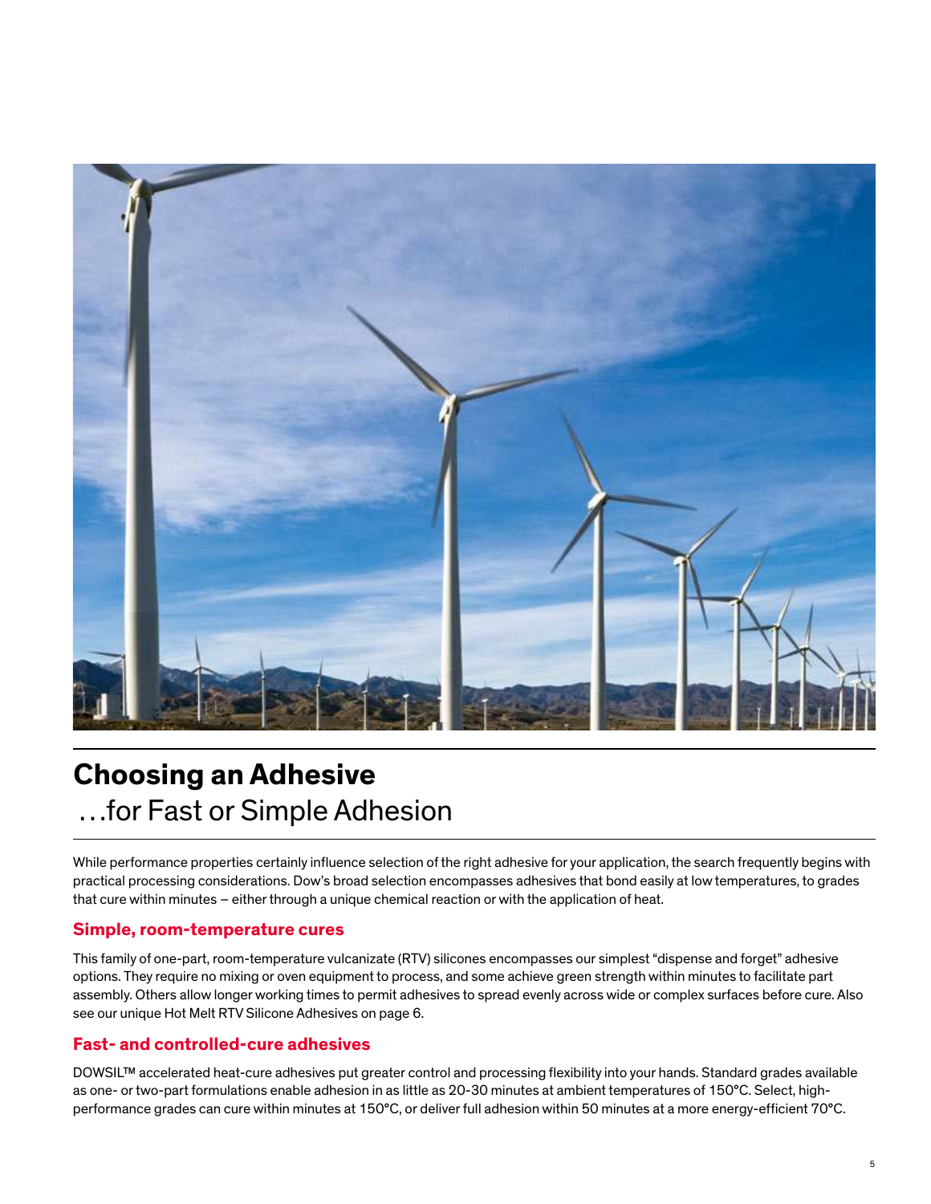# Choosing an Adhesive

## …for Fast or Simple Adhesion

While performance properties certainly influence selection of the right adhesive for your application, the search frequently begins with practical processing considerations. Dow's broad selection encompasses adhesives that bond easily at low temperatures, to grades that cure within minutes – either through a unique chemical reaction or with the application of heat.

### Simple, room-temperature cures

This family of one-part, room-temperature vulcanizate (RTV) silicones encompasses our simplest "dispense and forget" adhesive options. They require no mixing or oven equipment to process, and some achieve green strength within minutes to facilitate part assembly. Others allow longer working times to permit adhesives to spread evenly across wide or complex surfaces before cure. Also see our unique Hot Melt RTV Silicone Adhesives on page 6.

### Fast- and controlled-cure adhesives

DOWSIL™ accelerated heat-cure adhesives put greater control and processing flexibility into your hands. Standard grades available as one- or two-part formulations enable adhesion in as little as 20-30 minutes at ambient temperatures of 150°C. Select, high-performance grades can cure within minutes at 150°C, or deliver full adhesion within 50 minutes at a more energy-efficient 70°C.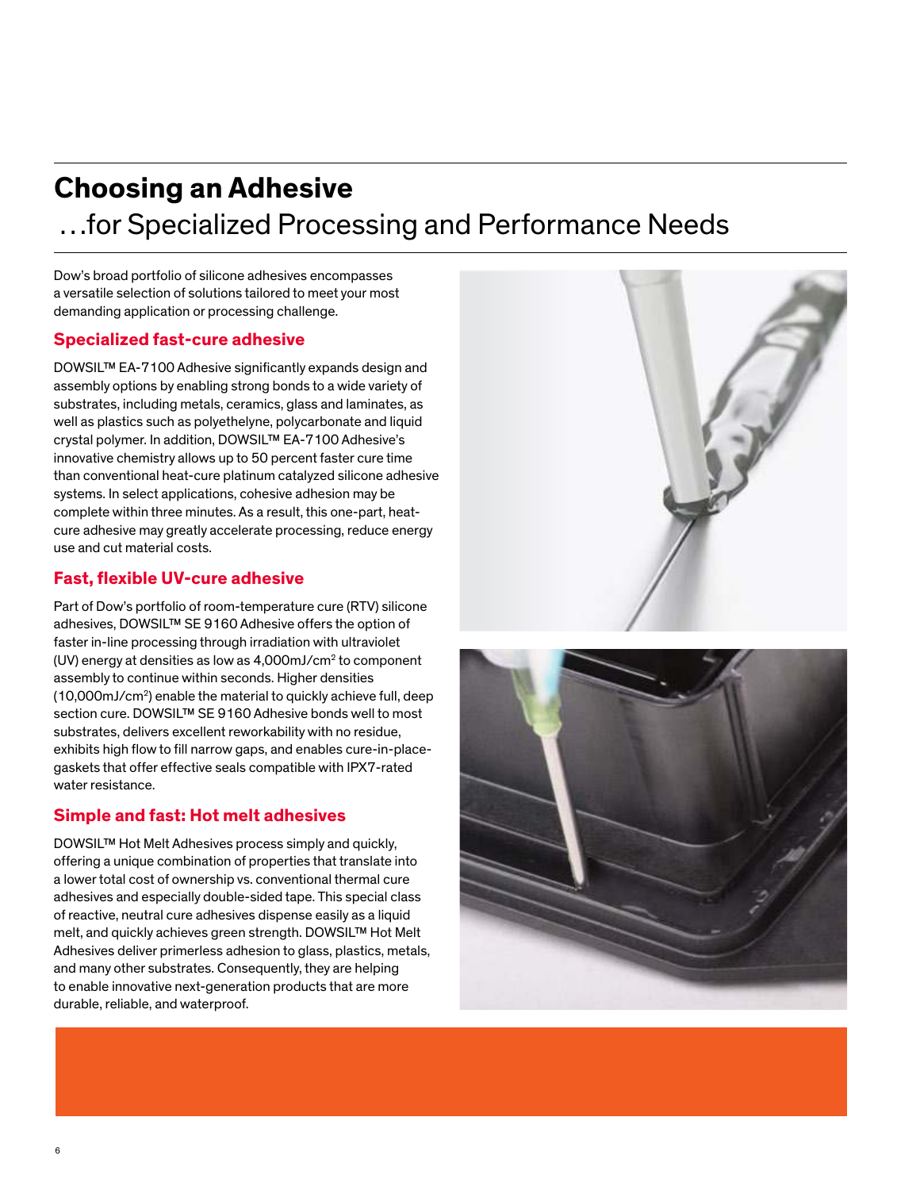# Choosing an Adhesive

## …for Specialized Processing and Performance Needs

Dow's broad portfolio of silicone adhesives encompasses a versatile selection of solutions tailored to meet your most demanding application or processing challenge.

### Specialized fast-cure adhesive

DOWSIL™ EA-7100 Adhesive significantly expands design and assembly options by enabling strong bonds to a wide variety of substrates, including metals, ceramics, glass and laminates, as well as plastics such as polyethelyne, polycarbonate and liquid crystal polymer. In addition, DOWSIL™ EA-7100 Adhesive's innovative chemistry allows up to 50 percent faster cure time than conventional heat-cure platinum catalyzed silicone adhesive systems. In select applications, cohesive adhesion may be complete within three minutes. As a result, this one-part, heat-cure adhesive may greatly accelerate processing, reduce energy use and cut material costs.

### Fast, flexible UV-cure adhesive

Part of Dow's portfolio of room-temperature cure (RTV) silicone adhesives, DOWSIL™ SE 9160 Adhesive offers the option of faster in-line processing through irradiation with ultraviolet (UV) energy at densities as low as 4,000mJ/cm$^2$ to component assembly to continue within seconds. Higher densities (10,000mJ/cm$^2$) enable the material to quickly achieve full, deep section cure. DOWSIL™ SE 9160 Adhesive bonds well to most substrates, delivers excellent reworkability with no residue, exhibits high flow to fill narrow gaps, and enables cure-in-place-gaskets that offer effective seals compatible with IPX7-rated water resistance.

### Simple and fast: Hot melt adhesives

DOWSIL™ Hot Melt Adhesives process simply and quickly, offering a unique combination of properties that translate into a lower total cost of ownership vs. conventional thermal cure adhesives and especially double-sided tape. This special class of reactive, neutral cure adhesives dispense easily as a liquid melt, and quickly achieves green strength. DOWSIL™ Hot Melt Adhesives deliver primerless adhesion to glass, plastics, metals, and many other substrates. Consequently, they are helping to enable innovative next-generation products that are more durable, reliable, and waterproof.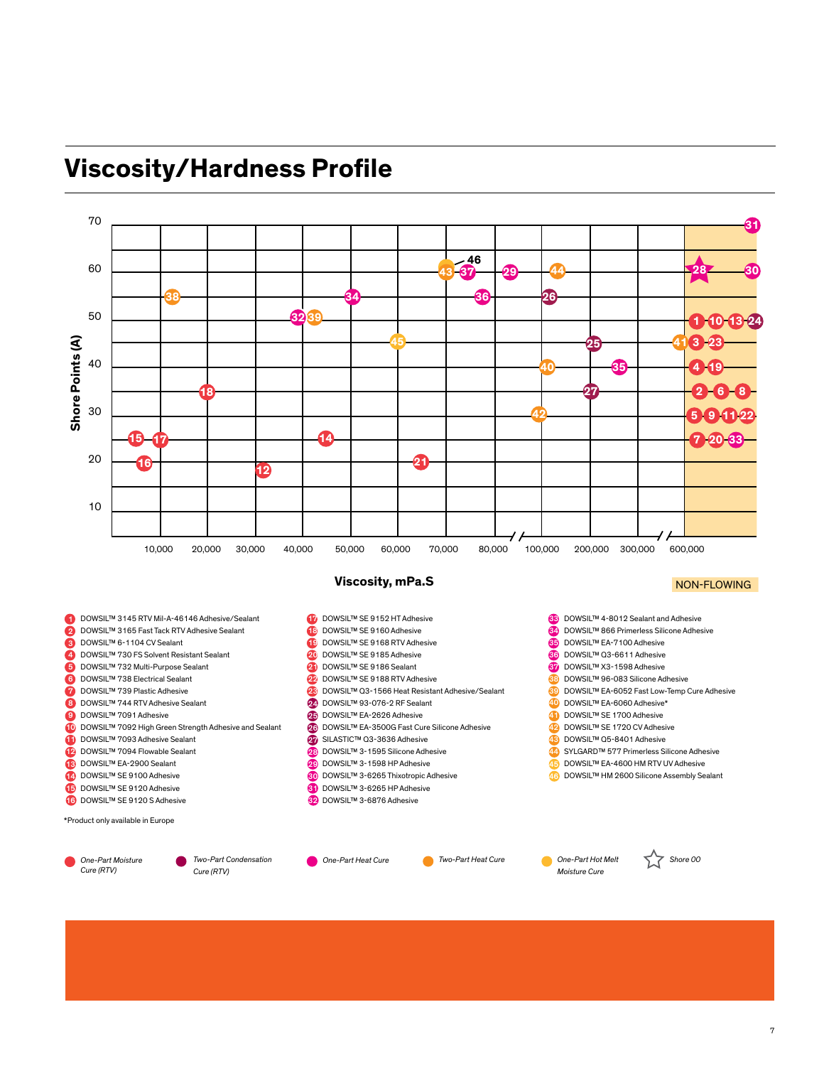## Viscosity/Hardness Profile

Shore Points (A): 70, 60, 50, 40, 30, 20, 10

Viscosity, mPa.S: 10,000 | 20,000 | 30,000 | 40,000 | 50,000 | 60,000 | 70,000 | 80,000 | 100,000 | 200,000 | 300,000 | 600,000

NON-FLOWING

1. DOWSIL™ 3145 RTV Mil-A-46146 Adhesive/Sealant
2. DOWSIL™ 3165 Fast Tack RTV Adhesive Sealant
3. DOWSIL™ 6-1104 CV Sealant
4. DOWSIL™ 730 FS Solvent Resistant Sealant
5. DOWSIL™ 732 Multi-Purpose Sealant
6. DOWSIL™ 738 Electrical Sealant
7. DOWSIL™ 739 Plastic Adhesive
8. DOWSIL™ 744 RTV Adhesive Sealant
9. DOWSIL™ 7091 Adhesive
10. DOWSIL™ 7092 High Green Strength Adhesive and Sealant
11. DOWSIL™ 7093 Adhesive Sealant
12. DOWSIL™ 7094 Flowable Sealant
13. DOWSIL™ EA-2900 Sealant
14. DOWSIL™ SE 9100 Adhesive
15. DOWSIL™ SE 9120 Adhesive
16. DOWSIL™ SE 9120 S Adhesive
17. DOWSIL™ SE 9152 HT Adhesive
18. DOWSIL™ SE 9160 Adhesive
19. DOWSIL™ SE 9168 RTV Adhesive
20. DOWSIL™ SE 9185 Adhesive
21. DOWSIL™ SE 9186 Sealant
22. DOWSIL™ SE 9188 RTV Adhesive
23. DOWSIL™ Q3-1566 Heat Resistant Adhesive/Sealant
24. DOWSIL™ 93-076-2 RF Sealant
25. DOWSIL™ EA-2626 Adhesive
26. DOWSIL™ EA-3500G Fast Cure Silicone Adhesive
27. SILASTIC™ Q3-3636 Adhesive
28. DOWSIL™ 3-1595 Silicone Adhesive
29. DOWSIL™ 3-1598 HP Adhesive
30. DOWSIL™ 3-6265 Thixotropic Adhesive
31. DOWSIL™ 3-6265 HP Adhesive
32. DOWSIL™ 3-6876 Adhesive
33. DOWSIL™ 4-8012 Sealant and Adhesive
34. DOWSIL™ 866 Primerless Silicone Adhesive
35. DOWSIL™ EA-7100 Adhesive
36. DOWSIL™ Q3-6611 Adhesive
37. DOWSIL™ X3-1598 Adhesive
38. DOWSIL™ 96-083 Silicone Adhesive
39. DOWSIL™ EA-6052 Fast Low-Temp Cure Adhesive
40. DOWSIL™ EA-6060 Adhesive*
41. DOWSIL™ SE 1700 Adhesive
42. DOWSIL™ SE 1720 CV Adhesive
43. DOWSIL™ Q5-8401 Adhesive
44. SYLGARD™ 577 Primerless Silicone Adhesive
45. DOWSIL™ EA-4600 HM RTV UV Adhesive
46. DOWSIL™ HM 2600 Silicone Assembly Sealant

*Product only available in Europe

*One-Part Moisture Cure (RTV)* | *Two-Part Condensation Cure (RTV)* | *One-Part Heat Cure* | *Two-Part Heat Cure* | *One-Part Hot Melt Moisture Cure* | *Shore 00*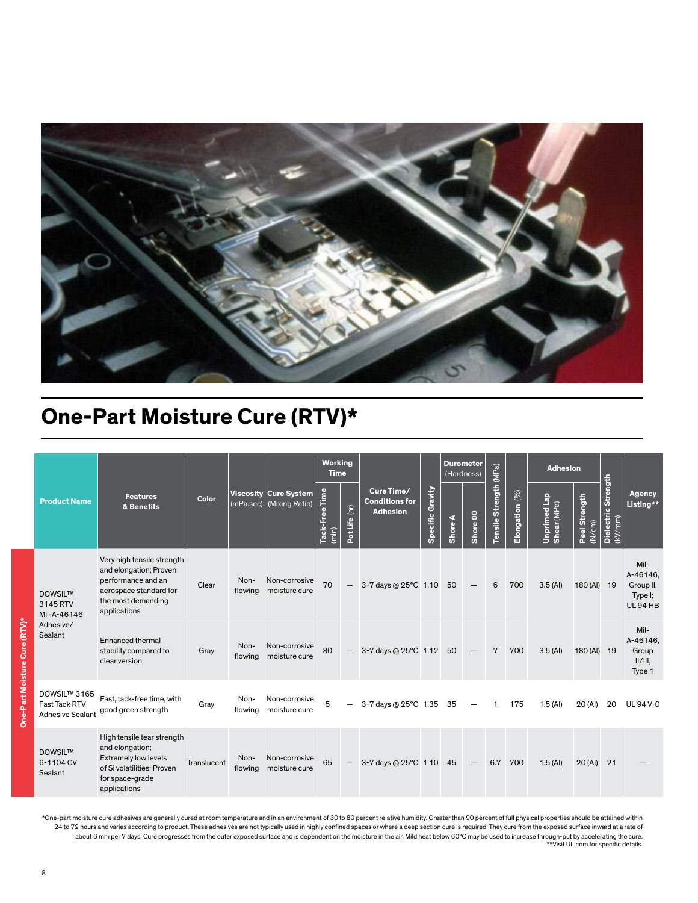# One-Part Moisture Cure (RTV)*

| Product Name | Features & Benefits | Color | Viscosity (mPa.sec) | Cure System (Mixing Ratio) | Working Time | | Cure Time/ Conditions for Adhesion | Specific Gravity | Durometer (Hardness) | | Tensile Strength (MPa) | Elongation (%) | Adhesion | | Dielectric Strength (kV/mm) | Agency Listing** |
|---|---|---|---|---|---|---|---|---|---|---|---|---|---|---|---|---|
| | | | | | Tack-Free Time (min) | Pot Life (hr) | | | Shore A | Shore 00 | | | Unprimed Lap Shear (MPa) | Peel Strength (N/cm) | | |
| DOWSIL™ 3145 RTV Mil-A-46146 Adhesive/ Sealant | Very high tensile strength and elongation; Proven performance and an aerospace standard for the most demanding applications | Clear | Non-flowing | Non-corrosive moisture cure | 70 | — | 3-7 days @ 25°C | 1.10 | 50 | — | 6 | 700 | 3.5 (Al) | 180 (Al) | 19 | Mil-A-46146, Group II, Type I; UL 94 HB |
| | Enhanced thermal stability compared to clear version | Gray | Non-flowing | Non-corrosive moisture cure | 80 | — | 3-7 days @ 25°C | 1.12 | 50 | — | 7 | 700 | 3.5 (Al) | 180 (Al) | 19 | Mil-A-46146, Group II/III, Type 1 |
| DOWSIL™ 3165 Fast Tack RTV Adhesive Sealant | Fast, tack-free time, with good green strength | Gray | Non-flowing | Non-corrosive moisture cure | 5 | — | 3-7 days @ 25°C | 1.35 | 35 | — | 1 | 175 | 1.5 (Al) | 20 (Al) | 20 | UL 94 V-0 |
| DOWSIL™ 6-1104 CV Sealant | High tensile tear strength and elongation; Extremely low levels of Si volatilities; Proven for space-grade applications | Translucent | Non-flowing | Non-corrosive moisture cure | 65 | — | 3-7 days @ 25°C | 1.10 | 45 | — | 6.7 | 700 | 1.5 (Al) | 20 (Al) | 21 | — |

*One-part moisture cure adhesives are generally cured at room temperature and in an environment of 30 to 80 percent relative humidity. Greater than 90 percent of full physical properties should be attained within 24 to 72 hours and varies according to product. These adhesives are not typically used in highly confined spaces or where a deep section cure is required. They cure from the exposed surface inward at a rate of about 6 mm per 7 days. Cure progresses from the outer exposed surface and is dependent on the moisture in the air. Mild heat below 60°C may be used to increase through-put by accelerating the cure.

**Visit UL.com for specific details.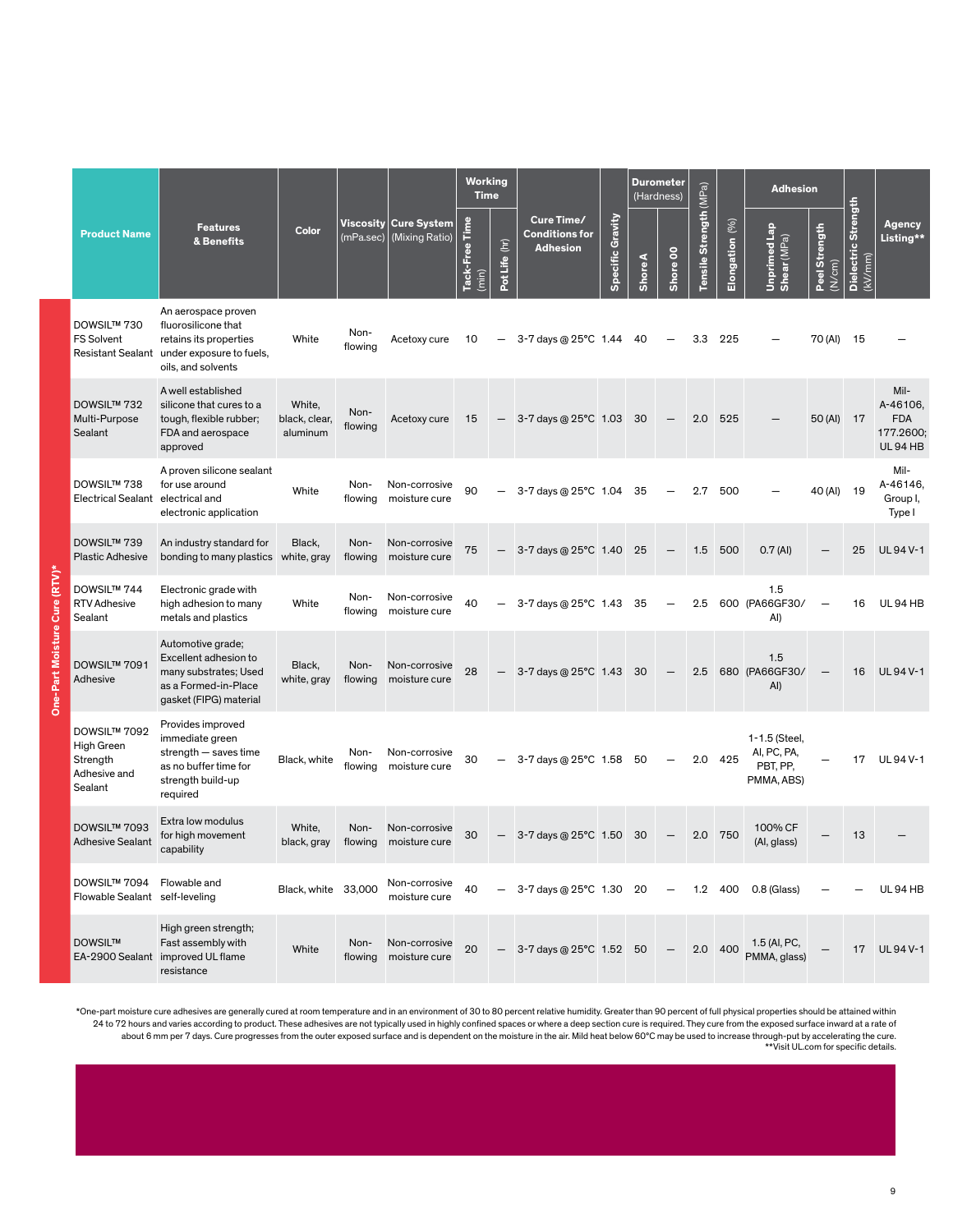| Product Name | Features & Benefits | Color | Viscosity (mPa.sec) | Cure System (Mixing Ratio) | Working Time | | Cure Time/ Conditions for Adhesion | Specific Gravity | Durometer (Hardness) | | Tensile Strength (MPa) | Elongation (%) | Adhesion | | Dielectric Strength (kV/mm) | Agency Listing** |
|---|---|---|---|---|---|---|---|---|---|---|---|---|---|---|---|---|
| | | | | | Tack-Free Time (min) | Pot Life (hr) | | | Shore A | Shore 00 | | | Unprimed Lap Shear (MPa) | Peel Strength (N/cm) | | |
| **One-Part Moisture Cure (RTV)*** | | | | | | | | | | | | | | | | |
| DOWSIL™ 730 FS Solvent Resistant Sealant | An aerospace proven fluorosilicone that retains its properties under exposure to fuels, oils, and solvents | White | Non-flowing | Acetoxy cure | 10 | — | 3-7 days @ 25°C | 1.44 | 40 | — | 3.3 | 225 | — | 70 (Al) | 15 | — |
| DOWSIL™ 732 Multi-Purpose Sealant | A well established silicone that cures to a tough, flexible rubber; FDA and aerospace approved | White, black, clear, aluminum | Non-flowing | Acetoxy cure | 15 | — | 3-7 days @ 25°C | 1.03 | 30 | — | 2.0 | 525 | — | 50 (Al) | 17 | Mil-A-46106, FDA 177.2600; UL 94 HB |
| DOWSIL™ 738 Electrical Sealant | A proven silicone sealant for use around electrical and electronic application | White | Non-flowing | Non-corrosive moisture cure | 90 | — | 3-7 days @ 25°C | 1.04 | 35 | — | 2.7 | 500 | — | 40 (Al) | 19 | Mil-A-46146, Group I, Type I |
| DOWSIL™ 739 Plastic Adhesive | An industry standard for bonding to many plastics | Black, white, gray | Non-flowing | Non-corrosive moisture cure | 75 | — | 3-7 days @ 25°C | 1.40 | 25 | — | 1.5 | 500 | 0.7 (Al) | — | 25 | UL 94 V-1 |
| DOWSIL™ 744 RTV Adhesive Sealant | Electronic grade with high adhesion to many metals and plastics | White | Non-flowing | Non-corrosive moisture cure | 40 | — | 3-7 days @ 25°C | 1.43 | 35 | — | 2.5 | 600 | 1.5 (PA66GF30/Al) | — | 16 | UL 94 HB |
| DOWSIL™ 7091 Adhesive | Automotive grade; Excellent adhesion to many substrates; Used as a Formed-in-Place gasket (FIPG) material | Black, white, gray | Non-flowing | Non-corrosive moisture cure | 28 | — | 3-7 days @ 25°C | 1.43 | 30 | — | 2.5 | 680 | 1.5 (PA66GF30/Al) | — | 16 | UL 94 V-1 |
| DOWSIL™ 7092 High Green Strength Adhesive and Sealant | Provides improved immediate green strength — saves time as no buffer time for strength build-up required | Black, white | Non-flowing | Non-corrosive moisture cure | 30 | — | 3-7 days @ 25°C | 1.58 | 50 | — | 2.0 | 425 | 1-1.5 (Steel, Al, PC, PA, PBT, PP, PMMA, ABS) | — | 17 | UL 94 V-1 |
| DOWSIL™ 7093 Adhesive Sealant | Extra low modulus for high movement capability | White, black, gray | Non-flowing | Non-corrosive moisture cure | 30 | — | 3-7 days @ 25°C | 1.50 | 30 | — | 2.0 | 750 | 100% CF (Al, glass) | — | 13 | — |
| DOWSIL™ 7094 Flowable Sealant | Flowable and self-leveling | Black, white | 33,000 | Non-corrosive moisture cure | 40 | — | 3-7 days @ 25°C | 1.30 | 20 | — | 1.2 | 400 | 0.8 (Glass) | — | — | UL 94 HB |
| DOWSIL™ EA-2900 Sealant | High green strength; Fast assembly with improved UL flame resistance | White | Non-flowing | Non-corrosive moisture cure | 20 | — | 3-7 days @ 25°C | 1.52 | 50 | — | 2.0 | 400 | 1.5 (Al, PC, PMMA, glass) | — | 17 | UL 94 V-1 |

*One-part moisture cure adhesives are generally cured at room temperature and in an environment of 30 to 80 percent relative humidity. Greater than 90 percent of full physical properties should be attained within 24 to 72 hours and varies according to product. These adhesives are not typically used in highly confined spaces or where a deep section cure is required. They cure from the exposed surface inward at a rate of about 6 mm per 7 days. Cure progresses from the outer exposed surface and is dependent on the moisture in the air. Mild heat below 60°C may be used to increase through-put by accelerating the cure.

**Visit UL.com for specific details.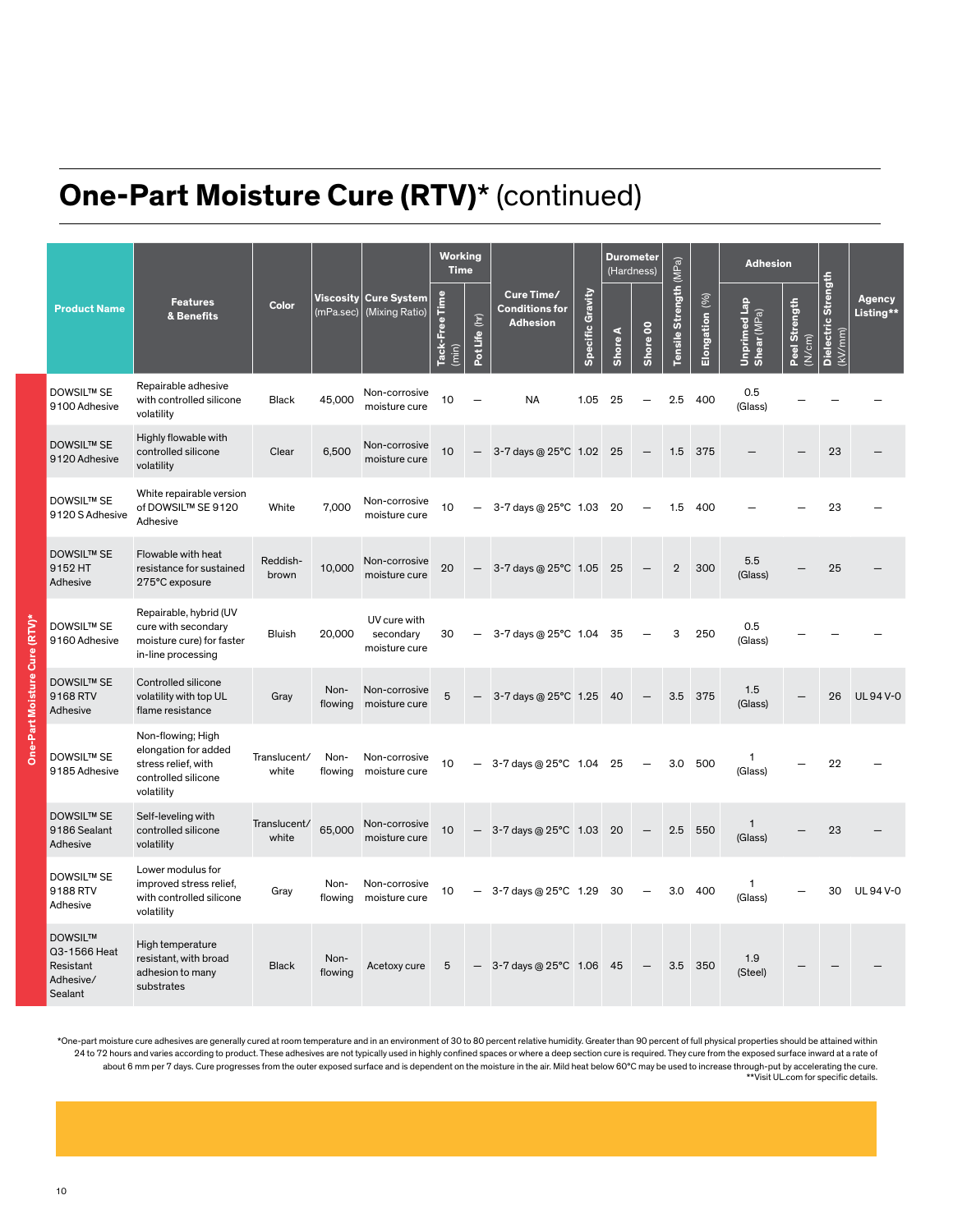# One-Part Moisture Cure (RTV)* (continued)

| Product Name | Features & Benefits | Color | Viscosity (mPa.sec) | Cure System (Mixing Ratio) | Working Time | | Cure Time/ Conditions for Adhesion | Specific Gravity | Durometer (Hardness) | | Tensile Strength (MPa) | Elongation (%) | Adhesion | | Dielectric Strength (kV/mm) | Agency Listing** |
|---|---|---|---|---|---|---|---|---|---|---|---|---|---|---|---|---|
| | | | | | Tack-Free Time (min) | Pot Life (hr) | | | Shore A | Shore 00 | | | Unprimed Lap Shear (MPa) | Peel Strength (N/cm) | | |
| DOWSIL™ SE 9100 Adhesive | Repairable adhesive with controlled silicone volatility | Black | 45,000 | Non-corrosive moisture cure | 10 | — | NA | 1.05 | 25 | — | 2.5 | 400 | 0.5 (Glass) | — | — | — |
| DOWSIL™ SE 9120 Adhesive | Highly flowable with controlled silicone volatility | Clear | 6,500 | Non-corrosive moisture cure | 10 | — | 3-7 days @ 25°C | 1.02 | 25 | — | 1.5 | 375 | — | — | 23 | — |
| DOWSIL™ SE 9120 S Adhesive | White repairable version of DOWSIL™ SE 9120 Adhesive | White | 7,000 | Non-corrosive moisture cure | 10 | — | 3-7 days @ 25°C | 1.03 | 20 | — | 1.5 | 400 | — | — | 23 | — |
| DOWSIL™ SE 9152 HT Adhesive | Flowable with heat resistance for sustained 275°C exposure | Reddish-brown | 10,000 | Non-corrosive moisture cure | 20 | — | 3-7 days @ 25°C | 1.05 | 25 | — | 2 | 300 | 5.5 (Glass) | — | 25 | — |
| DOWSIL™ SE 9160 Adhesive | Repairable, hybrid (UV cure with secondary moisture cure) for faster in-line processing | Bluish | 20,000 | UV cure with secondary moisture cure | 30 | — | 3-7 days @ 25°C | 1.04 | 35 | — | 3 | 250 | 0.5 (Glass) | — | — | — |
| DOWSIL™ SE 9168 RTV Adhesive | Controlled silicone volatility with top UL flame resistance | Gray | Non-flowing | Non-corrosive moisture cure | 5 | — | 3-7 days @ 25°C | 1.25 | 40 | — | 3.5 | 375 | 1.5 (Glass) | — | 26 | UL 94 V-0 |
| DOWSIL™ SE 9185 Adhesive | Non-flowing; High elongation for added stress relief, with controlled silicone volatility | Translucent/ white | Non-flowing | Non-corrosive moisture cure | 10 | — | 3-7 days @ 25°C | 1.04 | 25 | — | 3.0 | 500 | 1 (Glass) | — | 22 | — |
| DOWSIL™ SE 9186 Sealant Adhesive | Self-leveling with controlled silicone volatility | Translucent/ white | 65,000 | Non-corrosive moisture cure | 10 | — | 3-7 days @ 25°C | 1.03 | 20 | — | 2.5 | 550 | 1 (Glass) | — | 23 | — |
| DOWSIL™ SE 9188 RTV Adhesive | Lower modulus for improved stress relief, with controlled silicone volatility | Gray | Non-flowing | Non-corrosive moisture cure | 10 | — | 3-7 days @ 25°C | 1.29 | 30 | — | 3.0 | 400 | 1 (Glass) | — | 30 | UL 94 V-0 |
| DOWSIL™ Q3-1566 Heat Resistant Adhesive/ Sealant | High temperature resistant, with broad adhesion to many substrates | Black | Non-flowing | Acetoxy cure | 5 | — | 3-7 days @ 25°C | 1.06 | 45 | — | 3.5 | 350 | 1.9 (Steel) | — | — | — |

*One-part moisture cure adhesives are generally cured at room temperature and in an environment of 30 to 80 percent relative humidity. Greater than 90 percent of full physical properties should be attained within 24 to 72 hours and varies according to product. These adhesives are not typically used in highly confined spaces or where a deep section cure is required. They cure from the exposed surface inward at a rate of about 6 mm per 7 days. Cure progresses from the outer exposed surface and is dependent on the moisture in the air. Mild heat below 60°C may be used to increase through-put by accelerating the cure.

**Visit UL.com for specific details.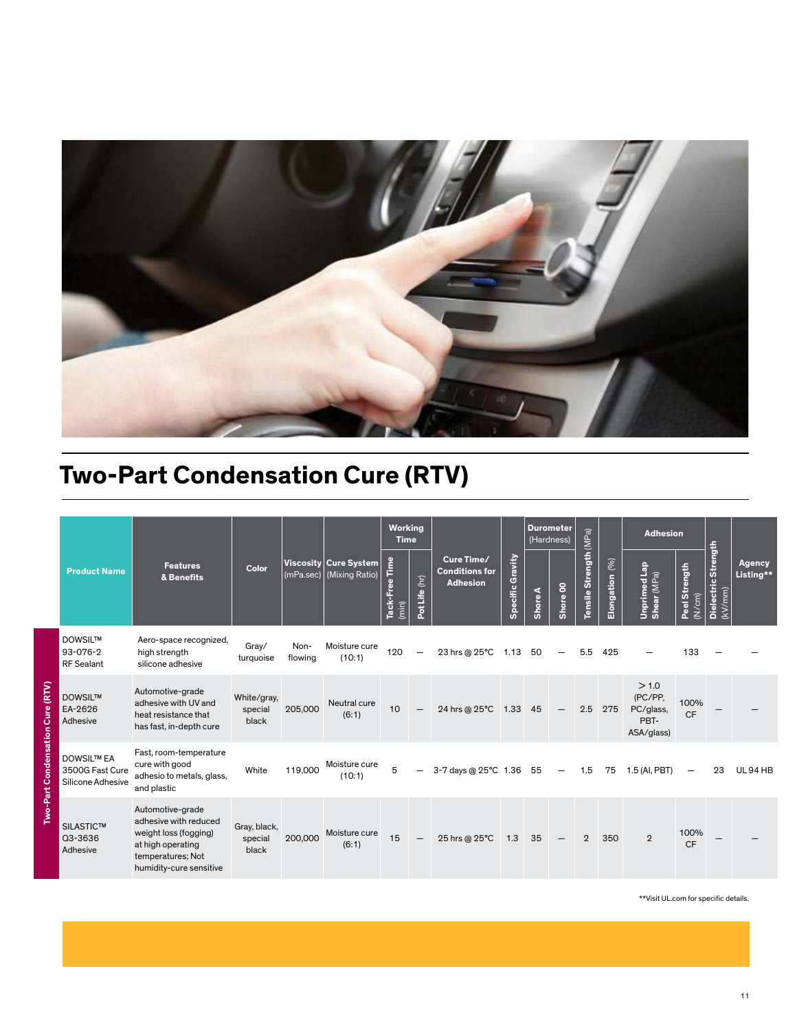## Two-Part Condensation Cure (RTV)

| Product Name | Features & Benefits | Color | Viscosity (mPa.sec) | Cure System (Mixing Ratio) | Working Time | | Cure Time/ Conditions for Adhesion | Specific Gravity | Durometer (Hardness) | | Tensile Strength (MPa) | Elongation (%) | Adhesion | | Dielectric Strength (kV/mm) | Agency Listing** |
|---|---|---|---|---|---|---|---|---|---|---|---|---|---|---|---|---|
| | | | | | Tack-Free Time (min) | Pot Life (hr) | | | Shore A | Shore 00 | | | Unprimed Lap Shear (MPa) | Peel Strength (N/cm) | | |
| DOWSIL™ 93-076-2 RF Sealant | Aero-space recognized, high strength silicone adhesive | Gray/ turquoise | Non-flowing | Moisture cure (10:1) | 120 | — | 23 hrs @ 25°C | 1.13 | 50 | — | 5.5 | 425 | — | 133 | — | — |
| DOWSIL™ EA-2626 Adhesive | Automotive-grade adhesive with UV and heat resistance that has fast, in-depth cure | White/gray, special black | 205,000 | Neutral cure (6:1) | 10 | — | 24 hrs @ 25°C | 1.33 | 45 | — | 2.5 | 275 | > 1.0 (PC/PP, PC/glass, PBT-ASA/glass) | 100% CF | — | — |
| DOWSIL™ EA 3500G Fast Cure Silicone Adhesive | Fast, room-temperature cure with good adhesio to metals, glass, and plastic | White | 119,000 | Moisture cure (10:1) | 5 | — | 3-7 days @ 25°C | 1.36 | 55 | — | 1.5 | 75 | 1.5 (Al, PBT) | — | 23 | UL 94 HB |
| SILASTIC™ Q3-3636 Adhesive | Automotive-grade adhesive with reduced weight loss (fogging) at high operating temperatures; Not humidity-cure sensitive | Gray, black, special black | 200,000 | Moisture cure (6:1) | 15 | — | 25 hrs @ 25°C | 1.3 | 35 | — | 2 | 350 | 2 | 100% CF | — | — |

**Visit UL.com for specific details.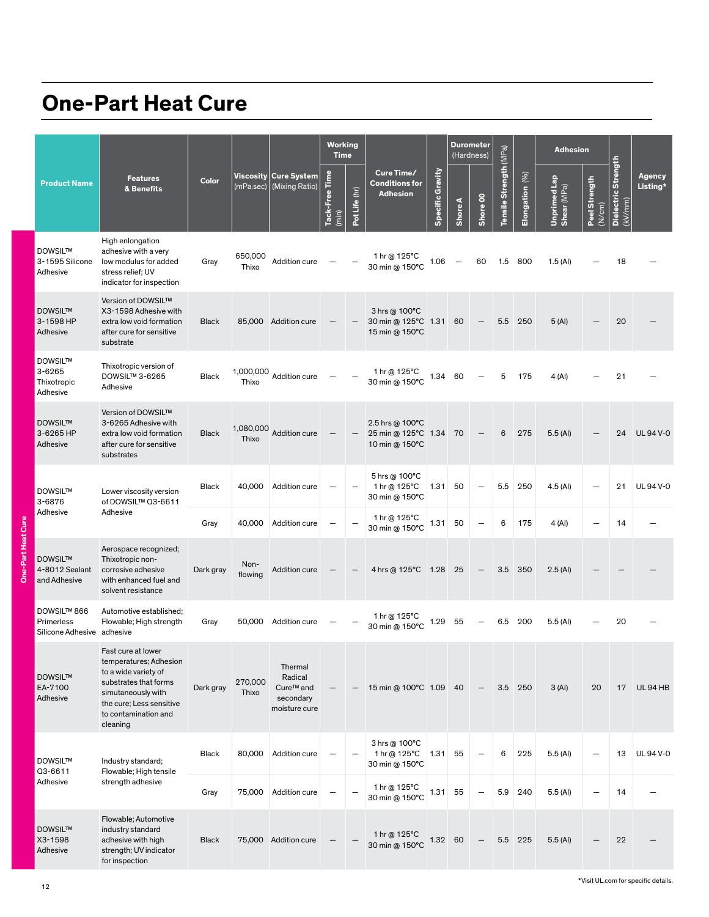# One-Part Heat Cure

| Product Name | Features & Benefits | Color | Viscosity (mPa.sec) | Cure System (Mixing Ratio) | Working Time | | Cure Time/ Conditions for Adhesion | Specific Gravity | Durometer (Hardness) | | Tensile Strength (MPa) | Elongation (%) | Adhesion | | Dielectric Strength (kV/mm) | Agency Listing* |
|---|---|---|---|---|---|---|---|---|---|---|---|---|---|---|---|---|
| | | | | | Tack-Free Time (min) | Pot Life (hr) | | | Shore A | Shore 00 | | | Unprimed Lap Shear (MPa) | Peel Strength (N/cm) | | |
| DOWSIL™ 3-1595 Silicone Adhesive | High enlongation adhesive with a very low modulus for added stress relief; UV indicator for inspection | Gray | 650,000 Thixo | Addition cure | — | — | 1 hr @ 125°C 30 min @ 150°C | 1.06 | — | 60 | 1.5 | 800 | 1.5 (Al) | — | 18 | — |
| DOWSIL™ 3-1598 HP Adhesive | Version of DOWSIL™ X3-1598 Adhesive with extra low void formation after cure for sensitive substrate | Black | 85,000 | Addition cure | — | — | 3 hrs @ 100°C 30 min @ 125°C 15 min @ 150°C | 1.31 | 60 | — | 5.5 | 250 | 5 (Al) | — | 20 | — |
| DOWSIL™ 3-6265 Thixotropic Adhesive | Thixotropic version of DOWSIL™ 3-6265 Adhesive | Black | 1,000,000 Thixo | Addition cure | — | — | 1 hr @ 125°C 30 min @ 150°C | 1.34 | 60 | — | 5 | 175 | 4 (Al) | — | 21 | — |
| DOWSIL™ 3-6265 HP Adhesive | Version of DOWSIL™ 3-6265 Adhesive with extra low void formation after cure for sensitive substrates | Black | 1,080,000 Thixo | Addition cure | — | — | 2.5 hrs @ 100°C 25 min @ 125°C 10 min @ 150°C | 1.34 | 70 | — | 6 | 275 | 5.5 (Al) | — | 24 | UL 94 V-0 |
| DOWSIL™ 3-6876 Adhesive | Lower viscosity version of DOWSIL™ Q3-6611 Adhesive | Black | 40,000 | Addition cure | — | — | 5 hrs @ 100°C 1 hr @ 125°C 30 min @ 150°C | 1.31 | 50 | — | 5.5 | 250 | 4.5 (Al) | — | 21 | UL 94 V-0 |
| | | Gray | 40,000 | Addition cure | — | — | 1 hr @ 125°C 30 min @ 150°C | 1.31 | 50 | — | 6 | 175 | 4 (Al) | — | 14 | — |
| DOWSIL™ 4-8012 Sealant and Adhesive | Aerospace recognized; Thixotropic non-corrosive adhesive with enhanced fuel and solvent resistance | Dark gray | Non-flowing | Addition cure | — | — | 4 hrs @ 125°C | 1.28 | 25 | — | 3.5 | 350 | 2.5 (Al) | — | — | — |
| DOWSIL™ 866 Primerless Silicone Adhesive | Automotive established; Flowable; High strength adhesive | Gray | 50,000 | Addition cure | — | — | 1 hr @ 125°C 30 min @ 150°C | 1.29 | 55 | — | 6.5 | 200 | 5.5 (Al) | — | 20 | — |
| DOWSIL™ EA-7100 Adhesive | Fast cure at lower temperatures; Adhesion to a wide variety of substrates that forms simutaneously with the cure; Less sensitive to contamination and cleaning | Dark gray | 270,000 Thixo | Thermal Radical Cure™ and secondary moisture cure | — | — | 15 min @ 100°C | 1.09 | 40 | — | 3.5 | 250 | 3 (Al) | 20 | 17 | UL 94 HB |
| DOWSIL™ Q3-6611 Adhesive | Industry standard; Flowable; High tensile strength adhesive | Black | 80,000 | Addition cure | — | — | 3 hrs @ 100°C 1 hr @ 125°C 30 min @ 150°C | 1.31 | 55 | — | 6 | 225 | 5.5 (Al) | — | 13 | UL 94 V-0 |
| | | Gray | 75,000 | Addition cure | — | — | 1 hr @ 125°C 30 min @ 150°C | 1.31 | 55 | — | 5.9 | 240 | 5.5 (Al) | — | 14 | — |
| DOWSIL™ X3-1598 Adhesive | Flowable; Automotive industry standard adhesive with high strength; UV indicator for inspection | Black | 75,000 | Addition cure | — | — | 1 hr @ 125°C 30 min @ 150°C | 1.32 | 60 | — | 5.5 | 225 | 5.5 (Al) | — | 22 | — |

*Visit UL.com for specific details.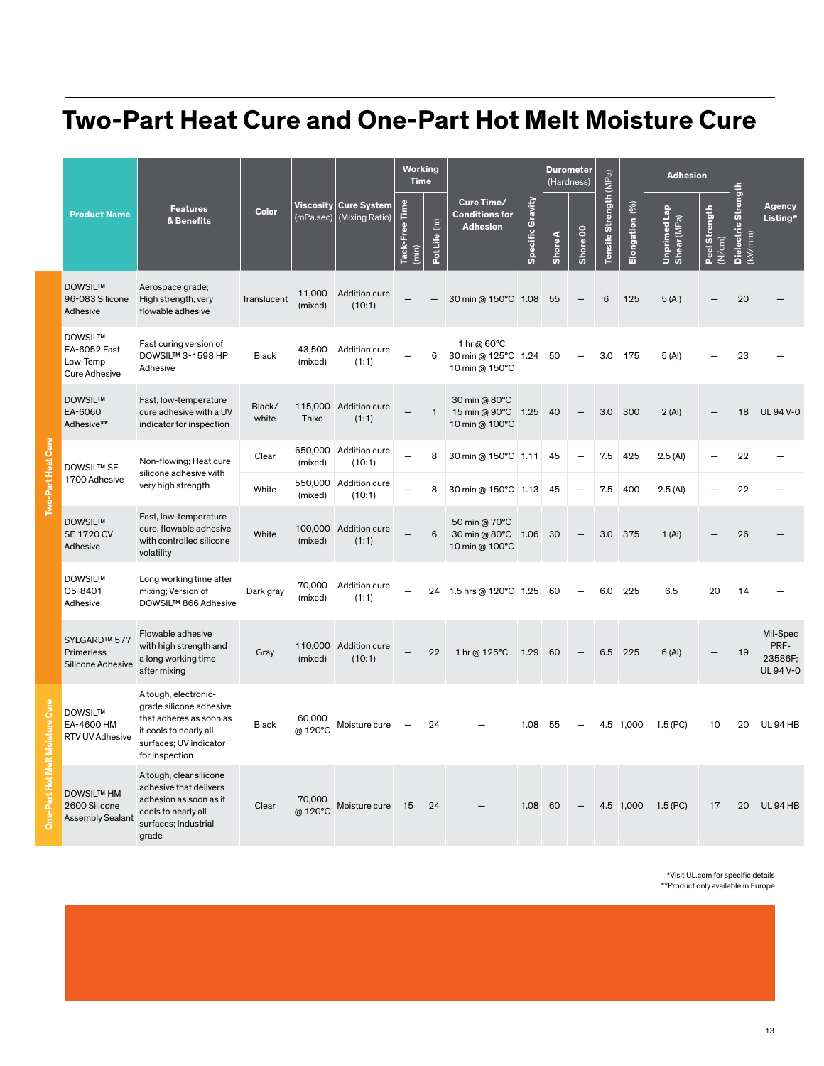# Two-Part Heat Cure and One-Part Hot Melt Moisture Cure

| Category | Product Name | Features & Benefits | Color | Viscosity (mPa.sec) | Cure System (Mixing Ratio) | Working Time | | Cure Time/ Conditions for Adhesion | Specific Gravity | Durometer (Hardness) | | Tensile Strength (MPa) | Elongation (%) | Adhesion | | Dielectric Strength (kV/mm) | Agency Listing* |
|---|---|---|---|---|---|---|---|---|---|---|---|---|---|---|---|---|---|
| | | | | | | Tack-Free Time (min) | Pot Life (hr) | | | Shore A | Shore 00 | | | Unprimed Lap Shear (MPa) | Peel Strength (N/cm) | | |
| Two-Part Heat Cure | DOWSIL™ 96-083 Silicone Adhesive | Aerospace grade; High strength, very flowable adhesive | Translucent | 11,000 (mixed) | Addition cure (10:1) | — | — | 30 min @ 150°C | 1.08 | 55 | — | 6 | 125 | 5 (Al) | — | 20 | — |
| Two-Part Heat Cure | DOWSIL™ EA-6052 Fast Low-Temp Cure Adhesive | Fast curing version of DOWSIL™ 3-1598 HP Adhesive | Black | 43,500 (mixed) | Addition cure (1:1) | — | 6 | 1 hr @ 60°C 30 min @ 125°C 10 min @ 150°C | 1.24 | 50 | — | 3.0 | 175 | 5 (Al) | — | 23 | — |
| Two-Part Heat Cure | DOWSIL™ EA-6060 Adhesive** | Fast, low-temperature cure adhesive with a UV indicator for inspection | Black/ white | 115,000 Thixo | Addition cure (1:1) | — | 1 | 30 min @ 80°C 15 min @ 90°C 10 min @ 100°C | 1.25 | 40 | — | 3.0 | 300 | 2 (Al) | — | 18 | UL 94 V-0 |
| Two-Part Heat Cure | DOWSIL™ SE 1700 Adhesive | Non-flowing; Heat cure silicone adhesive with very high strength | Clear | 650,000 (mixed) | Addition cure (10:1) | — | 8 | 30 min @ 150°C | 1.11 | 45 | — | 7.5 | 425 | 2.5 (Al) | — | 22 | — |
| | | | White | 550,000 (mixed) | Addition cure (10:1) | — | 8 | 30 min @ 150°C | 1.13 | 45 | — | 7.5 | 400 | 2.5 (Al) | — | 22 | — |
| Two-Part Heat Cure | DOWSIL™ SE 1720 CV Adhesive | Fast, low-temperature cure, flowable adhesive with controlled silicone volatility | White | 100,000 (mixed) | Addition cure (1:1) | — | 6 | 50 min @ 70°C 30 min @ 80°C 10 min @ 100°C | 1.06 | 30 | — | 3.0 | 375 | 1 (Al) | — | 26 | — |
| Two-Part Heat Cure | DOWSIL™ Q5-8401 Adhesive | Long working time after mixing; Version of DOWSIL™ 866 Adhesive | Dark gray | 70,000 (mixed) | Addition cure (1:1) | — | 24 | 1.5 hrs @ 120°C | 1.25 | 60 | — | 6.0 | 225 | 6.5 | 20 | 14 | — |
| Two-Part Heat Cure | SYLGARD™ 577 Primerless Silicone Adhesive | Flowable adhesive with high strength and a long working time after mixing | Gray | 110,000 (mixed) | Addition cure (10:1) | — | 22 | 1 hr @ 125°C | 1.29 | 60 | — | 6.5 | 225 | 6 (Al) | — | 19 | Mil-Spec PRF-23586F; UL 94 V-0 |
| One-Part Hot Melt Moisture Cure | DOWSIL™ EA-4600 HM RTV UV Adhesive | A tough, electronic-grade silicone adhesive that adheres as soon as it cools to nearly all surfaces; UV indicator for inspection | Black | 60,000 @ 120°C | Moisture cure | — | 24 | — | 1.08 | 55 | — | 4.5 | 1,000 | 1.5 (PC) | 10 | 20 | UL 94 HB |
| One-Part Hot Melt Moisture Cure | DOWSIL™ HM 2600 Silicone Assembly Sealant | A tough, clear silicone adhesive that delivers adhesion as soon as it cools to nearly all surfaces; Industrial grade | Clear | 70,000 @ 120°C | Moisture cure | 15 | 24 | — | 1.08 | 60 | — | 4.5 | 1,000 | 1.5 (PC) | 17 | 20 | UL 94 HB |

*Visit UL.com for specific details
**Product only available in Europe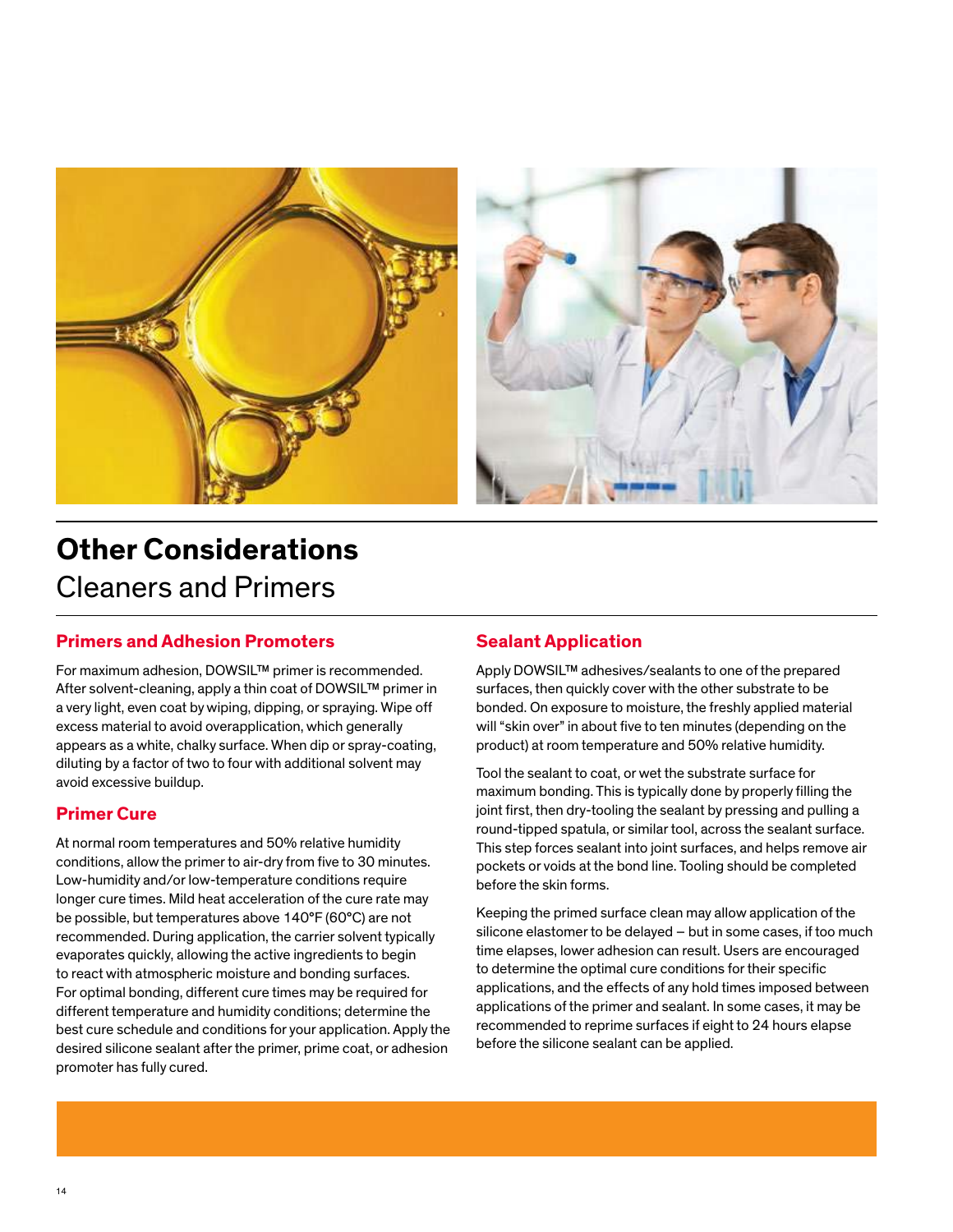# Other Considerations

## Cleaners and Primers

### Primers and Adhesion Promoters

For maximum adhesion, DOWSIL™ primer is recommended. After solvent-cleaning, apply a thin coat of DOWSIL™ primer in a very light, even coat by wiping, dipping, or spraying. Wipe off excess material to avoid overapplication, which generally appears as a white, chalky surface. When dip or spray-coating, diluting by a factor of two to four with additional solvent may avoid excessive buildup.

### Primer Cure

At normal room temperatures and 50% relative humidity conditions, allow the primer to air-dry from five to 30 minutes. Low-humidity and/or low-temperature conditions require longer cure times. Mild heat acceleration of the cure rate may be possible, but temperatures above 140°F (60°C) are not recommended. During application, the carrier solvent typically evaporates quickly, allowing the active ingredients to begin to react with atmospheric moisture and bonding surfaces. For optimal bonding, different cure times may be required for different temperature and humidity conditions; determine the best cure schedule and conditions for your application. Apply the desired silicone sealant after the primer, prime coat, or adhesion promoter has fully cured.

### Sealant Application

Apply DOWSIL™ adhesives/sealants to one of the prepared surfaces, then quickly cover with the other substrate to be bonded. On exposure to moisture, the freshly applied material will "skin over" in about five to ten minutes (depending on the product) at room temperature and 50% relative humidity.

Tool the sealant to coat, or wet the substrate surface for maximum bonding. This is typically done by properly filling the joint first, then dry-tooling the sealant by pressing and pulling a round-tipped spatula, or similar tool, across the sealant surface. This step forces sealant into joint surfaces, and helps remove air pockets or voids at the bond line. Tooling should be completed before the skin forms.

Keeping the primed surface clean may allow application of the silicone elastomer to be delayed – but in some cases, if too much time elapses, lower adhesion can result. Users are encouraged to determine the optimal cure conditions for their specific applications, and the effects of any hold times imposed between applications of the primer and sealant. In some cases, it may be recommended to reprime surfaces if eight to 24 hours elapse before the silicone sealant can be applied.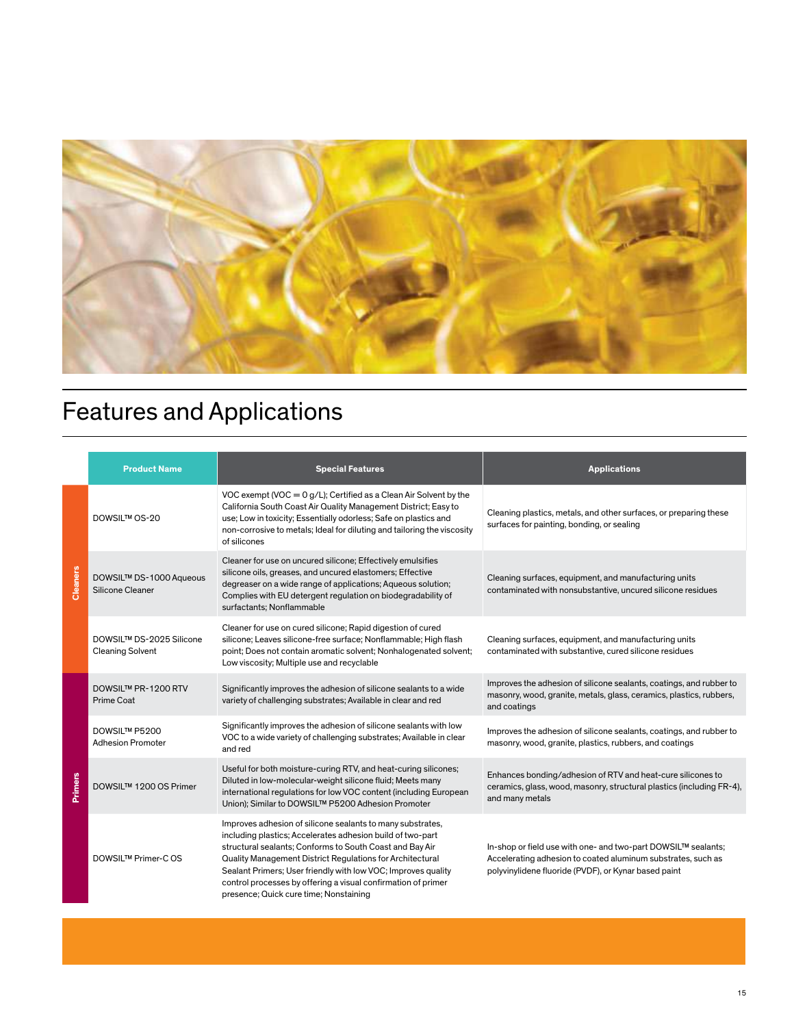# Features and Applications

| | Product Name | Special Features | Applications |
|---|---|---|---|
| Cleaners | DOWSIL™ OS-20 | VOC exempt (VOC = 0 g/L); Certified as a Clean Air Solvent by the California South Coast Air Quality Management District; Easy to use; Low in toxicity; Essentially odorless; Safe on plastics and non-corrosive to metals; Ideal for diluting and tailoring the viscosity of silicones | Cleaning plastics, metals, and other surfaces, or preparing these surfaces for painting, bonding, or sealing |
| | DOWSIL™ DS-1000 Aqueous Silicone Cleaner | Cleaner for use on uncured silicone; Effectively emulsifies silicone oils, greases, and uncured elastomers; Effective degreaser on a wide range of applications; Aqueous solution; Complies with EU detergent regulation on biodegradability of surfactants; Nonflammable | Cleaning surfaces, equipment, and manufacturing units contaminated with nonsubstantive, uncured silicone residues |
| | DOWSIL™ DS-2025 Silicone Cleaning Solvent | Cleaner for use on cured silicone; Rapid digestion of cured silicone; Leaves silicone-free surface; Nonflammable; High flash point; Does not contain aromatic solvent; Nonhalogenated solvent; Low viscosity; Multiple use and recyclable | Cleaning surfaces, equipment, and manufacturing units contaminated with substantive, cured silicone residues |
| Primers | DOWSIL™ PR-1200 RTV Prime Coat | Significantly improves the adhesion of silicone sealants to a wide variety of challenging substrates; Available in clear and red | Improves the adhesion of silicone sealants, coatings, and rubber to masonry, wood, granite, metals, glass, ceramics, plastics, rubbers, and coatings |
| | DOWSIL™ P5200 Adhesion Promoter | Significantly improves the adhesion of silicone sealants with low VOC to a wide variety of challenging substrates; Available in clear and red | Improves the adhesion of silicone sealants, coatings, and rubber to masonry, wood, granite, plastics, rubbers, and coatings |
| | DOWSIL™ 1200 OS Primer | Useful for both moisture-curing RTV, and heat-curing silicones; Diluted in low-molecular-weight silicone fluid; Meets many international regulations for low VOC content (including European Union); Similar to DOWSIL™ P5200 Adhesion Promoter | Enhances bonding/adhesion of RTV and heat-cure silicones to ceramics, glass, wood, masonry, structural plastics (including FR-4), and many metals |
| | DOWSIL™ Primer-C OS | Improves adhesion of silicone sealants to many substrates, including plastics; Accelerates adhesion build of two-part structural sealants; Conforms to South Coast and Bay Air Quality Management District Regulations for Architectural Sealant Primers; User friendly with low VOC; Improves quality control processes by offering a visual confirmation of primer presence; Quick cure time; Nonstaining | In-shop or field use with one- and two-part DOWSIL™ sealants; Accelerating adhesion to coated aluminum substrates, such as polyvinylidene fluoride (PVDF), or Kynar based paint |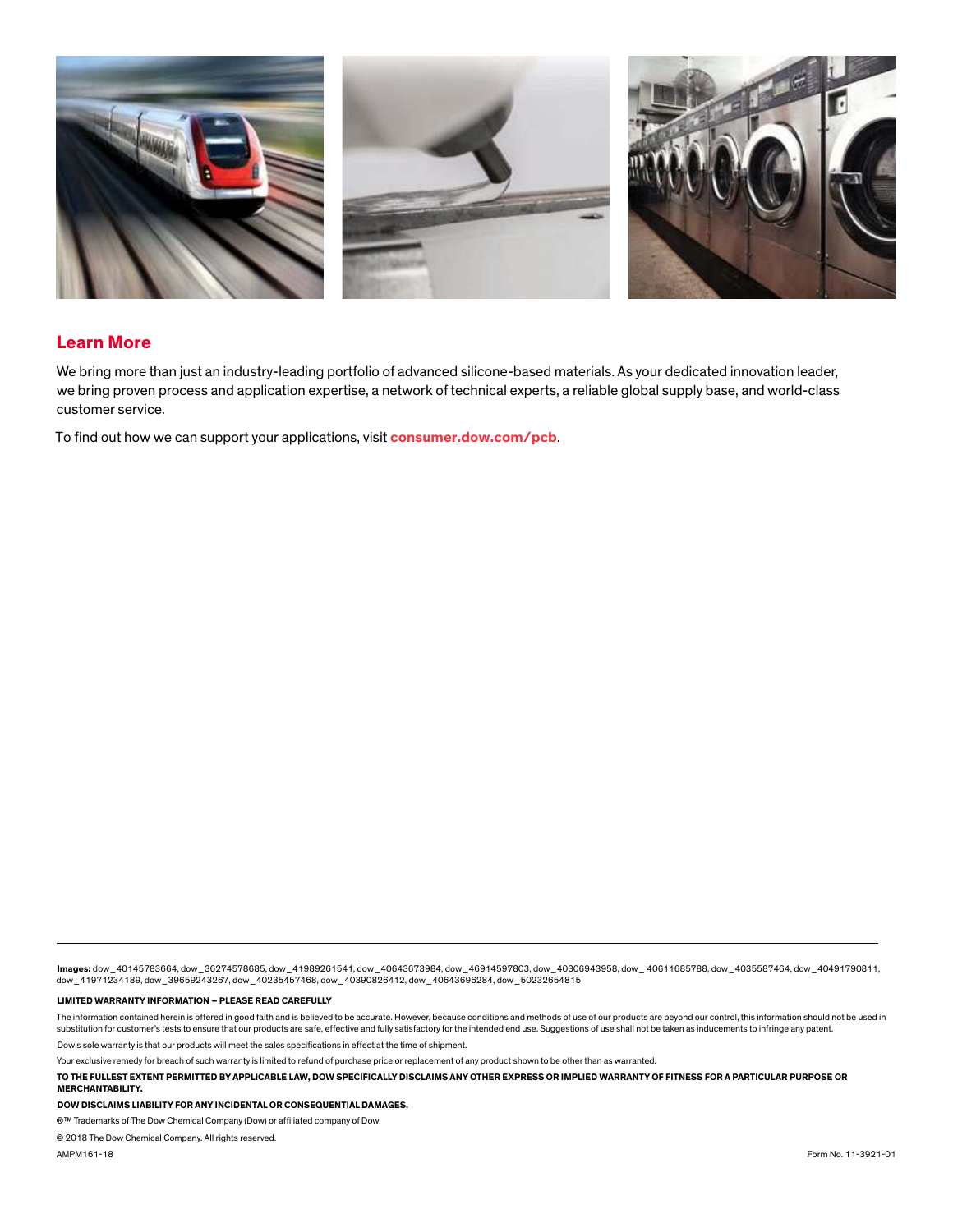## Learn More

We bring more than just an industry-leading portfolio of advanced silicone-based materials. As your dedicated innovation leader, we bring proven process and application expertise, a network of technical experts, a reliable global supply base, and world-class customer service.

To find out how we can support your applications, visit **consumer.dow.com/pcb**.

**Images:** dow_40145783664, dow_36274578685, dow_41989261541, dow_40643673984, dow_46914597803, dow_40306943958, dow_ 40611685788, dow_4035587464, dow_40491790811, dow_41971234189, dow_39659243267, dow_40235457468, dow_40390826412, dow_40643696284, dow_50232654815

**LIMITED WARRANTY INFORMATION – PLEASE READ CAREFULLY**

The information contained herein is offered in good faith and is believed to be accurate. However, because conditions and methods of use of our products are beyond our control, this information should not be used in substitution for customer's tests to ensure that our products are safe, effective and fully satisfactory for the intended end use. Suggestions of use shall not be taken as inducements to infringe any patent.

Dow's sole warranty is that our products will meet the sales specifications in effect at the time of shipment.

Your exclusive remedy for breach of such warranty is limited to refund of purchase price or replacement of any product shown to be other than as warranted.

**TO THE FULLEST EXTENT PERMITTED BY APPLICABLE LAW, DOW SPECIFICALLY DISCLAIMS ANY OTHER EXPRESS OR IMPLIED WARRANTY OF FITNESS FOR A PARTICULAR PURPOSE OR MERCHANTABILITY.**

**DOW DISCLAIMS LIABILITY FOR ANY INCIDENTAL OR CONSEQUENTIAL DAMAGES.**

®™ Trademarks of The Dow Chemical Company (Dow) or affiliated company of Dow.

© 2018 The Dow Chemical Company. All rights reserved.

AMPM161-18

Form No. 11-3921-01